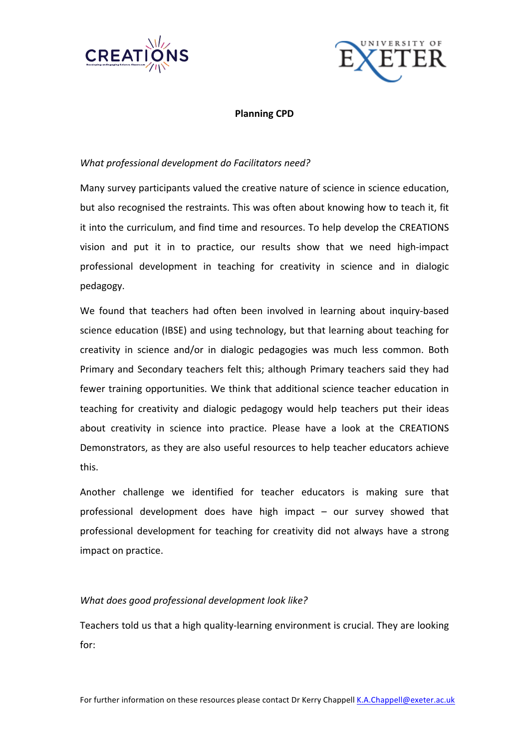**Planning CPD**

*What professional development do Facilitators need?*

Many survey participants valued the creative nature of science in science education, but also recognised the restraints. This was often about knowing how to teach it, fit it into the curriculum, and find time and resources. To help develop the CREATIONS vision and put it in to practice, our results show that we need high-impact professional development in teaching for creativity in science and in dialogic pedagogy.

We found that teachers had often been involved in learning about inquiry-based science education (IBSE) and using technology, but that learning about teaching for creativity in science and/or in dialogic pedagogies was much less common. Both Primary and Secondary teachers felt this; although Primary teachers said they had fewer training opportunities. We think that additional science teacher education in teaching for creativity and dialogic pedagogy would help teachers put their ideas about creativity in science into practice. Please have a look at the CREATIONS Demonstrators, as they are also useful resources to help teacher educators achieve this.

Another challenge we identified for teacher educators is making sure that professional development does have high impact – our survey showed that professional development for teaching for creativity did not always have a strong impact on practice.

*What does good professional development look like?*

Teachers told us that a high quality-learning environment is crucial. They are looking for:

For further information on these resources please contact Dr Kerry Chappell K.A.Chappell@exeter.ac.uk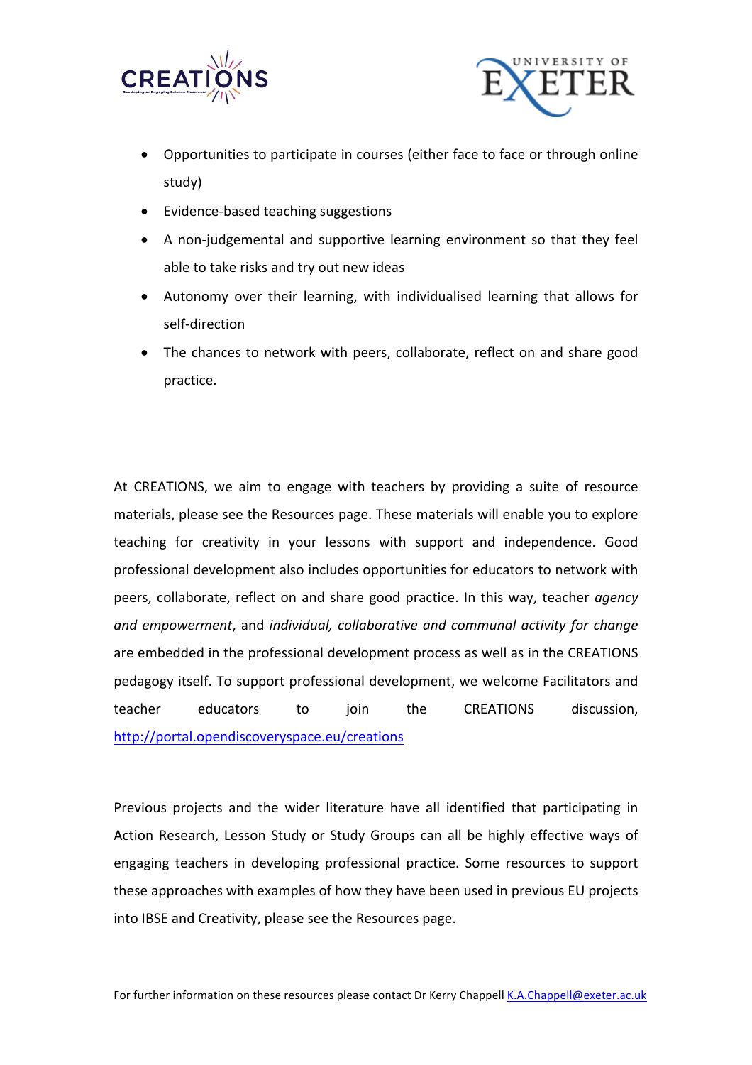- Opportunities to participate in courses (either face to face or through online study)
- Evidence-based teaching suggestions
- A non-judgemental and supportive learning environment so that they feel able to take risks and try out new ideas
- Autonomy over their learning, with individualised learning that allows for self-direction
- The chances to network with peers, collaborate, reflect on and share good practice.

At CREATIONS, we aim to engage with teachers by providing a suite of resource materials, please see the Resources page. These materials will enable you to explore teaching for creativity in your lessons with support and independence. Good professional development also includes opportunities for educators to network with peers, collaborate, reflect on and share good practice. In this way, teacher *agency and empowerment*, and *individual, collaborative and communal activity for change* are embedded in the professional development process as well as in the CREATIONS pedagogy itself. To support professional development, we welcome Facilitators and teacher educators to join the CREATIONS discussion, [http://portal.opendiscoveryspace.eu/creations](http://portal.opendiscoveryspace.eu/creations)

Previous projects and the wider literature have all identified that participating in Action Research, Lesson Study or Study Groups can all be highly effective ways of engaging teachers in developing professional practice. Some resources to support these approaches with examples of how they have been used in previous EU projects into IBSE and Creativity, please see the Resources page.

For further information on these resources please contact Dr Kerry Chappell [K.A.Chappell@exeter.ac.uk](mailto:K.A.Chappell@exeter.ac.uk)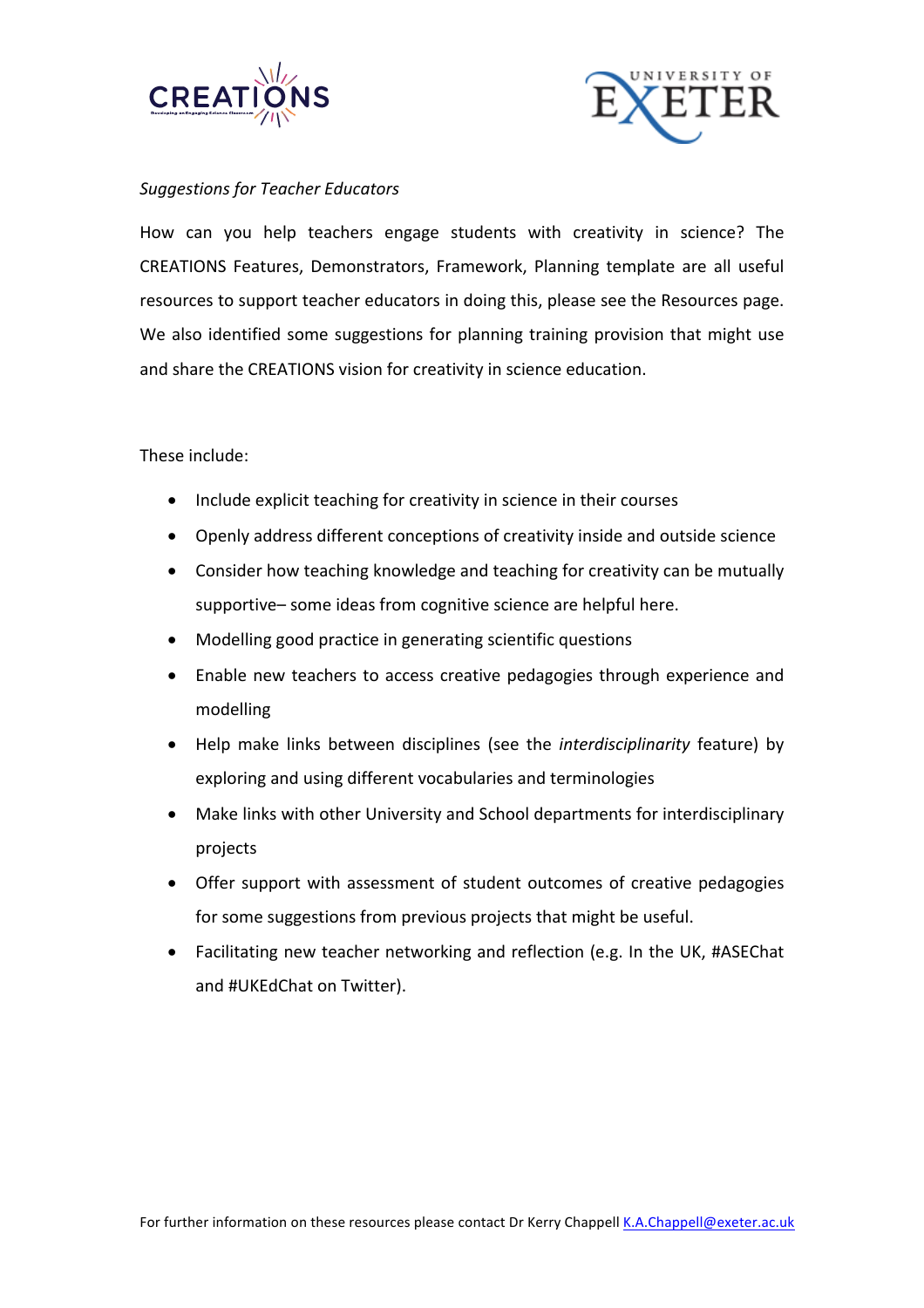*Suggestions for Teacher Educators*

How can you help teachers engage students with creativity in science? The CREATIONS Features, Demonstrators, Framework, Planning template are all useful resources to support teacher educators in doing this, please see the Resources page. We also identified some suggestions for planning training provision that might use and share the CREATIONS vision for creativity in science education.

These include:

- Include explicit teaching for creativity in science in their courses
- Openly address different conceptions of creativity inside and outside science
- Consider how teaching knowledge and teaching for creativity can be mutually supportive– some ideas from cognitive science are helpful here.
- Modelling good practice in generating scientific questions
- Enable new teachers to access creative pedagogies through experience and modelling
- Help make links between disciplines (see the *interdisciplinarity* feature) by exploring and using different vocabularies and terminologies
- Make links with other University and School departments for interdisciplinary projects
- Offer support with assessment of student outcomes of creative pedagogies for some suggestions from previous projects that might be useful.
- Facilitating new teacher networking and reflection (e.g. In the UK, #ASEChat and #UKEdChat on Twitter).

For further information on these resources please contact Dr Kerry Chappell [K.A.Chappell@exeter.ac.uk](mailto:K.A.Chappell@exeter.ac.uk)